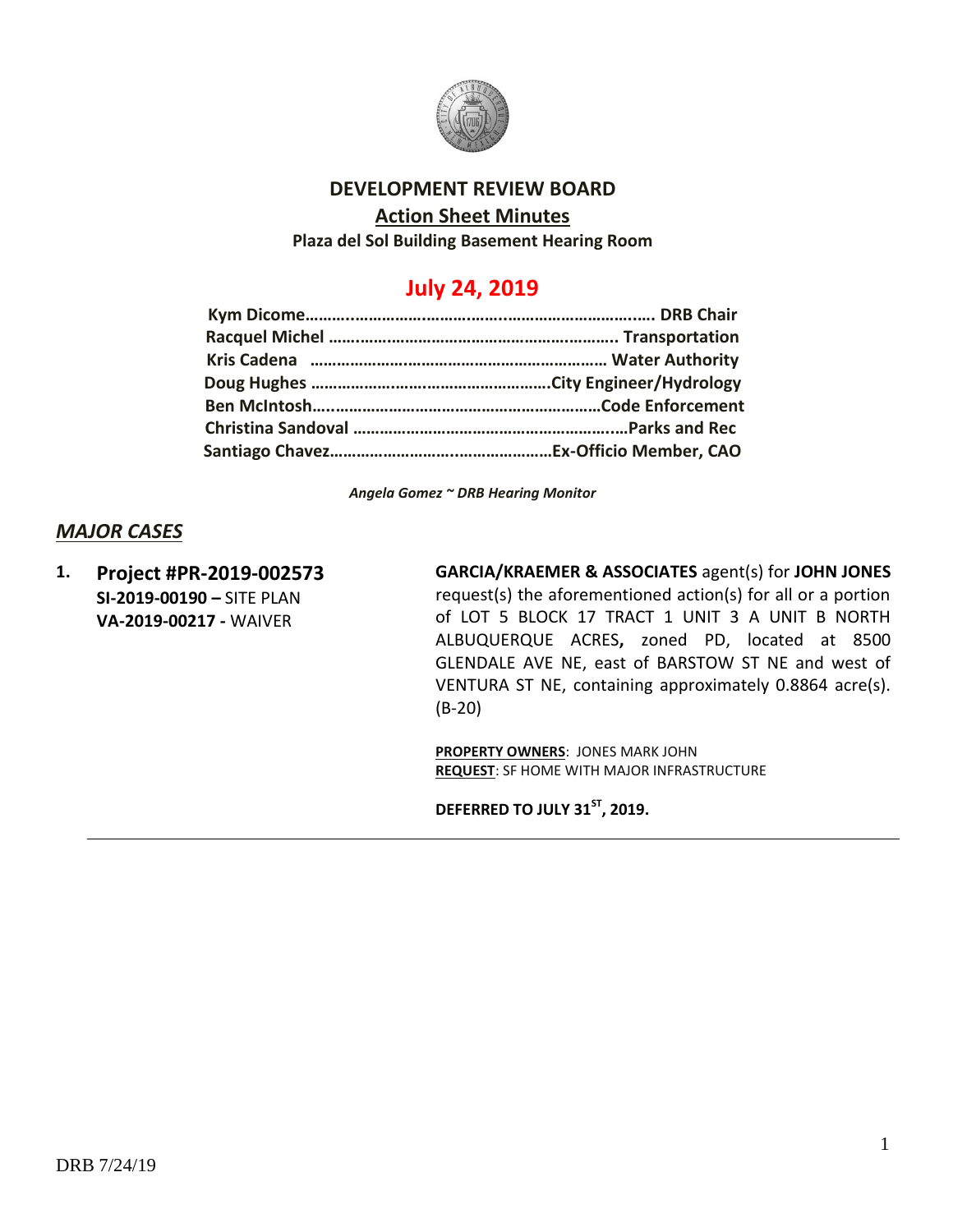# DEVELOPMENT REVIEW BOARD

## Action Sheet Minutes

**Plaza del Sol Building Basement Hearing Room**

## July 24, 2019

**Kym Dicome……………………………………………………………… DRB Chair**
**Racquel Michel ……………………………………………………. Transportation**
**Kris Cadena ………………………………………………………… Water Authority**
**Doug Hughes ……………………………………………City Engineer/Hydrology**
**Ben McIntosh…………………………………………………………Code Enforcement**
**Christina Sandoval ……………………………………………………Parks and Rec**
**Santiago Chavez…………………………………………Ex-Officio Member, CAO**

*Angela Gomez ~ DRB Hearing Monitor*

## *MAJOR CASES*

**1. Project #PR-2019-002573**
**SI-2019-00190 –** SITE PLAN
**VA-2019-00217 -** WAIVER

**GARCIA/KRAEMER & ASSOCIATES** agent(s) for **JOHN JONES** request(s) the aforementioned action(s) for all or a portion of LOT 5 BLOCK 17 TRACT 1 UNIT 3 A UNIT B NORTH ALBUQUERQUE ACRES**,** zoned PD, located at 8500 GLENDALE AVE NE, east of BARSTOW ST NE and west of VENTURA ST NE, containing approximately 0.8864 acre(s). (B-20)

**PROPERTY OWNERS**: JONES MARK JOHN
**REQUEST**: SF HOME WITH MAJOR INFRASTRUCTURE

**DEFERRED TO JULY 31ST, 2019.**

---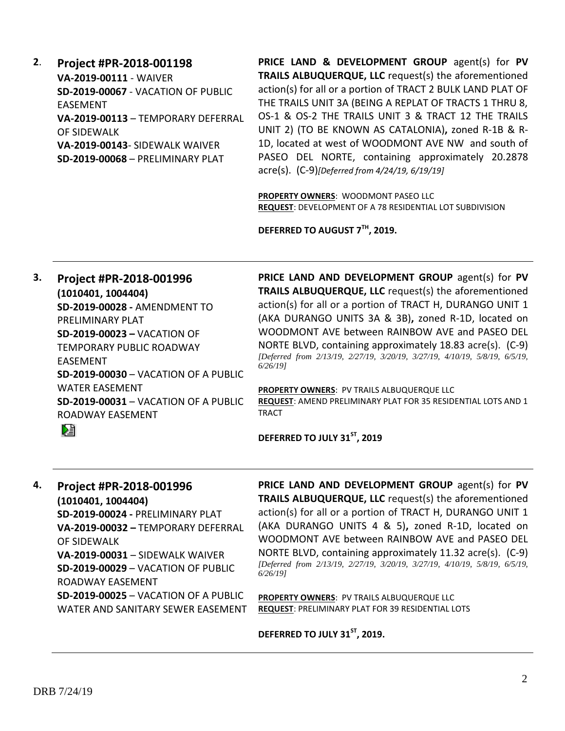**2. Project #PR-2018-001198**
**VA-2019-00111** - WAIVER
**SD-2019-00067** - VACATION OF PUBLIC EASEMENT
**VA-2019-00113** – TEMPORARY DEFERRAL OF SIDEWALK
**VA-2019-00143**- SIDEWALK WAIVER
**SD-2019-00068** – PRELIMINARY PLAT

**PRICE LAND & DEVELOPMENT GROUP** agent(s) for **PV TRAILS ALBUQUERQUE, LLC** request(s) the aforementioned action(s) for all or a portion of TRACT 2 BULK LAND PLAT OF THE TRAILS UNIT 3A (BEING A REPLAT OF TRACTS 1 THRU 8, OS-1 & OS-2 THE TRAILS UNIT 3 & TRACT 12 THE TRAILS UNIT 2) (TO BE KNOWN AS CATALONIA)**,** zoned R-1B & R-1D, located at west of WOODMONT AVE NW and south of PASEO DEL NORTE, containing approximately 20.2878 acre(s). (C-9)*[Deferred from 4/24/19, 6/19/19]*

**PROPERTY OWNERS**: WOODMONT PASEO LLC
**REQUEST**: DEVELOPMENT OF A 78 RESIDENTIAL LOT SUBDIVISION

**DEFERRED TO AUGUST 7TH, 2019.**

---

**3. Project #PR-2018-001996**
**(1010401, 1004404)**
**SD-2019-00028 -** AMENDMENT TO PRELIMINARY PLAT
**SD-2019-00023 –** VACATION OF TEMPORARY PUBLIC ROADWAY EASEMENT
**SD-2019-00030** – VACATION OF A PUBLIC WATER EASEMENT
**SD-2019-00031** – VACATION OF A PUBLIC ROADWAY EASEMENT

**PRICE LAND AND DEVELOPMENT GROUP** agent(s) for **PV TRAILS ALBUQUERQUE, LLC** request(s) the aforementioned action(s) for all or a portion of TRACT H, DURANGO UNIT 1 (AKA DURANGO UNITS 3A & 3B)**,** zoned R-1D, located on WOODMONT AVE between RAINBOW AVE and PASEO DEL NORTE BLVD, containing approximately 18.83 acre(s). (C-9) *[Deferred from 2/13/19, 2/27/19, 3/20/19, 3/27/19, 4/10/19, 5/8/19, 6/5/19, 6/26/19]*

**PROPERTY OWNERS**: PV TRAILS ALBUQUERQUE LLC
**REQUEST**: AMEND PRELIMINARY PLAT FOR 35 RESIDENTIAL LOTS AND 1 TRACT

**DEFERRED TO JULY 31ST, 2019**

---

**4. Project #PR-2018-001996**
**(1010401, 1004404)**
**SD-2019-00024 -** PRELIMINARY PLAT
**VA-2019-00032 –** TEMPORARY DEFERRAL OF SIDEWALK
**VA-2019-00031** – SIDEWALK WAIVER
**SD-2019-00029** – VACATION OF PUBLIC ROADWAY EASEMENT
**SD-2019-00025** – VACATION OF A PUBLIC WATER AND SANITARY SEWER EASEMENT

**PRICE LAND AND DEVELOPMENT GROUP** agent(s) for **PV TRAILS ALBUQUERQUE, LLC** request(s) the aforementioned action(s) for all or a portion of TRACT H, DURANGO UNIT 1 (AKA DURANGO UNITS 4 & 5)**,** zoned R-1D, located on WOODMONT AVE between RAINBOW AVE and PASEO DEL NORTE BLVD, containing approximately 11.32 acre(s). (C-9) *[Deferred from 2/13/19, 2/27/19, 3/20/19, 3/27/19, 4/10/19, 5/8/19, 6/5/19, 6/26/19]*

**PROPERTY OWNERS**: PV TRAILS ALBUQUERQUE LLC
**REQUEST**: PRELIMINARY PLAT FOR 39 RESIDENTIAL LOTS

**DEFERRED TO JULY 31ST, 2019.**

---

DRB 7/24/19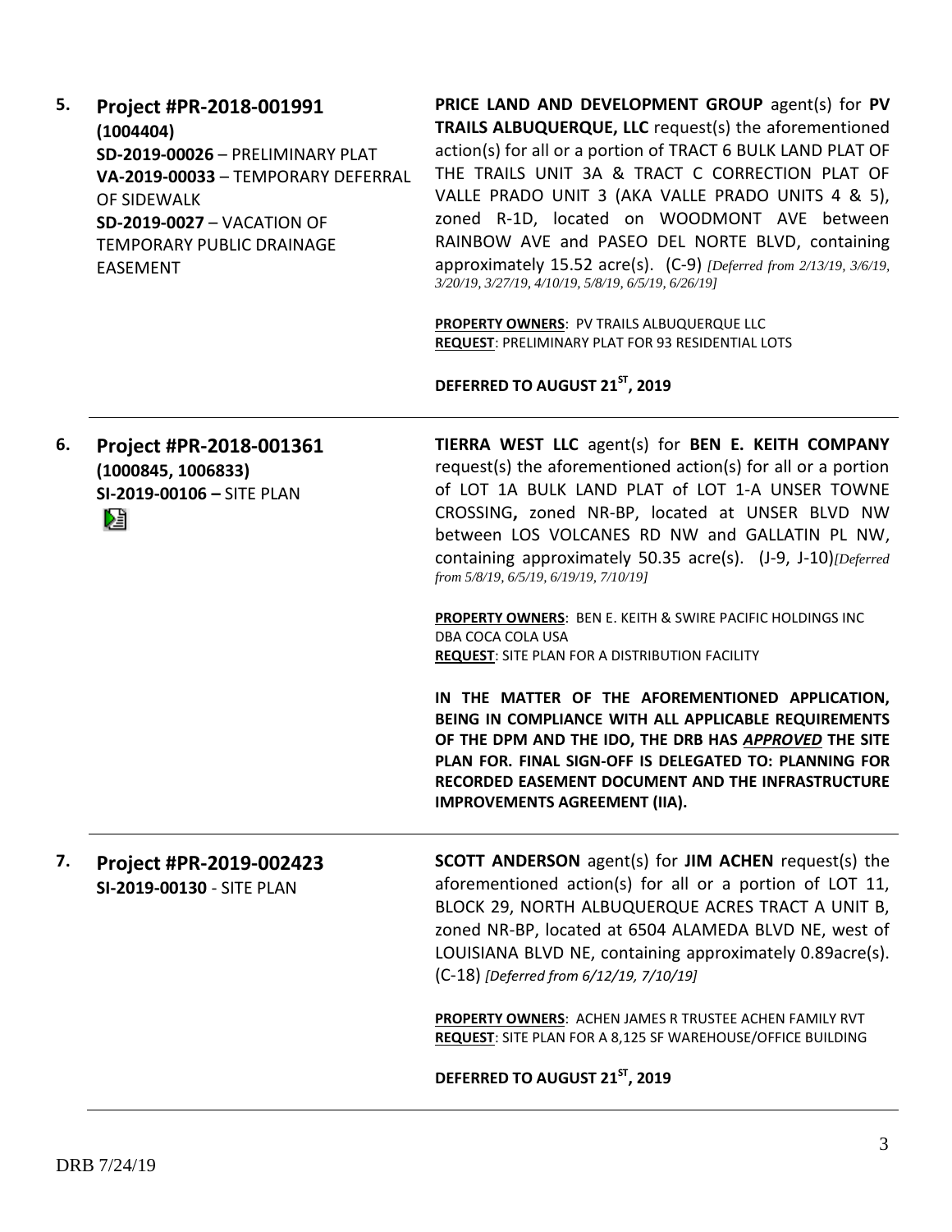**5. Project #PR-2018-001991**
**(1004404)**
**SD-2019-00026** – PRELIMINARY PLAT
**VA-2019-00033** – TEMPORARY DEFERRAL OF SIDEWALK
**SD-2019-0027** – VACATION OF TEMPORARY PUBLIC DRAINAGE EASEMENT

**PRICE LAND AND DEVELOPMENT GROUP** agent(s) for **PV TRAILS ALBUQUERQUE, LLC** request(s) the aforementioned action(s) for all or a portion of TRACT 6 BULK LAND PLAT OF THE TRAILS UNIT 3A & TRACT C CORRECTION PLAT OF VALLE PRADO UNIT 3 (AKA VALLE PRADO UNITS 4 & 5), zoned R-1D, located on WOODMONT AVE between RAINBOW AVE and PASEO DEL NORTE BLVD, containing approximately 15.52 acre(s). (C-9) *[Deferred from 2/13/19, 3/6/19, 3/20/19, 3/27/19, 4/10/19, 5/8/19, 6/5/19, 6/26/19]*

**PROPERTY OWNERS**: PV TRAILS ALBUQUERQUE LLC
**REQUEST**: PRELIMINARY PLAT FOR 93 RESIDENTIAL LOTS

**DEFERRED TO AUGUST 21ST, 2019**

---

**6. Project #PR-2018-001361**
**(1000845, 1006833)**
**SI-2019-00106 –** SITE PLAN

**TIERRA WEST LLC** agent(s) for **BEN E. KEITH COMPANY** request(s) the aforementioned action(s) for all or a portion of LOT 1A BULK LAND PLAT of LOT 1-A UNSER TOWNE CROSSING**,** zoned NR-BP, located at UNSER BLVD NW between LOS VOLCANES RD NW and GALLATIN PL NW, containing approximately 50.35 acre(s). (J-9, J-10)*[Deferred from 5/8/19, 6/5/19, 6/19/19, 7/10/19]*

**PROPERTY OWNERS**: BEN E. KEITH & SWIRE PACIFIC HOLDINGS INC DBA COCA COLA USA
**REQUEST**: SITE PLAN FOR A DISTRIBUTION FACILITY

**IN THE MATTER OF THE AFOREMENTIONED APPLICATION, BEING IN COMPLIANCE WITH ALL APPLICABLE REQUIREMENTS OF THE DPM AND THE IDO, THE DRB HAS *APPROVED* THE SITE PLAN FOR. FINAL SIGN-OFF IS DELEGATED TO: PLANNING FOR RECORDED EASEMENT DOCUMENT AND THE INFRASTRUCTURE IMPROVEMENTS AGREEMENT (IIA).**

---

**7. Project #PR-2019-002423**
**SI-2019-00130** - SITE PLAN

**SCOTT ANDERSON** agent(s) for **JIM ACHEN** request(s) the aforementioned action(s) for all or a portion of LOT 11, BLOCK 29, NORTH ALBUQUERQUE ACRES TRACT A UNIT B, zoned NR-BP, located at 6504 ALAMEDA BLVD NE, west of LOUISIANA BLVD NE, containing approximately 0.89acre(s). (C-18) *[Deferred from 6/12/19, 7/10/19]*

**PROPERTY OWNERS**: ACHEN JAMES R TRUSTEE ACHEN FAMILY RVT
**REQUEST**: SITE PLAN FOR A 8,125 SF WAREHOUSE/OFFICE BUILDING

**DEFERRED TO AUGUST 21ST, 2019**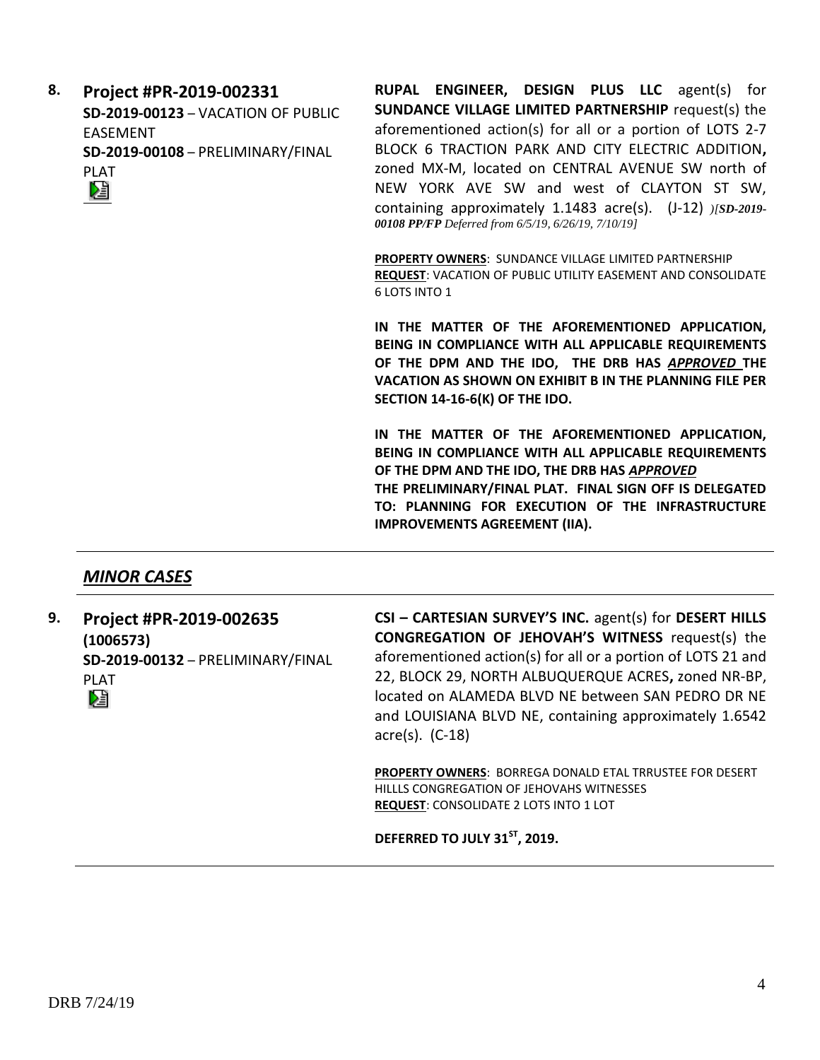**8.** **Project #PR-2019-002331**
**SD-2019-00123** – VACATION OF PUBLIC EASEMENT
**SD-2019-00108** – PRELIMINARY/FINAL PLAT

**RUPAL ENGINEER, DESIGN PLUS LLC** agent(s) for **SUNDANCE VILLAGE LIMITED PARTNERSHIP** request(s) the aforementioned action(s) for all or a portion of LOTS 2-7 BLOCK 6 TRACTION PARK AND CITY ELECTRIC ADDITION**,** zoned MX-M, located on CENTRAL AVENUE SW north of NEW YORK AVE SW and west of CLAYTON ST SW, containing approximately 1.1483 acre(s). (J-12) *)[SD-2019-00108 PP/FP Deferred from 6/5/19, 6/26/19, 7/10/19]*

**PROPERTY OWNERS**: SUNDANCE VILLAGE LIMITED PARTNERSHIP
**REQUEST**: VACATION OF PUBLIC UTILITY EASEMENT AND CONSOLIDATE 6 LOTS INTO 1

**IN THE MATTER OF THE AFOREMENTIONED APPLICATION, BEING IN COMPLIANCE WITH ALL APPLICABLE REQUIREMENTS OF THE DPM AND THE IDO, THE DRB HAS *APPROVED* THE VACATION AS SHOWN ON EXHIBIT B IN THE PLANNING FILE PER SECTION 14-16-6(K) OF THE IDO.**

**IN THE MATTER OF THE AFOREMENTIONED APPLICATION, BEING IN COMPLIANCE WITH ALL APPLICABLE REQUIREMENTS OF THE DPM AND THE IDO, THE DRB HAS *APPROVED* THE PRELIMINARY/FINAL PLAT. FINAL SIGN OFF IS DELEGATED TO: PLANNING FOR EXECUTION OF THE INFRASTRUCTURE IMPROVEMENTS AGREEMENT (IIA).**

---

## *MINOR CASES*

---

**9.** **Project #PR-2019-002635**
**(1006573)**
**SD-2019-00132** – PRELIMINARY/FINAL PLAT

**CSI – CARTESIAN SURVEY'S INC.** agent(s) for **DESERT HILLS CONGREGATION OF JEHOVAH'S WITNESS** request(s) the aforementioned action(s) for all or a portion of LOTS 21 and 22, BLOCK 29, NORTH ALBUQUERQUE ACRES**,** zoned NR-BP, located on ALAMEDA BLVD NE between SAN PEDRO DR NE and LOUISIANA BLVD NE, containing approximately 1.6542 acre(s). (C-18)

**PROPERTY OWNERS**: BORREGA DONALD ETAL TRRUSTEE FOR DESERT HILLLS CONGREGATION OF JEHOVAHS WITNESSES
**REQUEST**: CONSOLIDATE 2 LOTS INTO 1 LOT

**DEFERRED TO JULY 31ST, 2019.**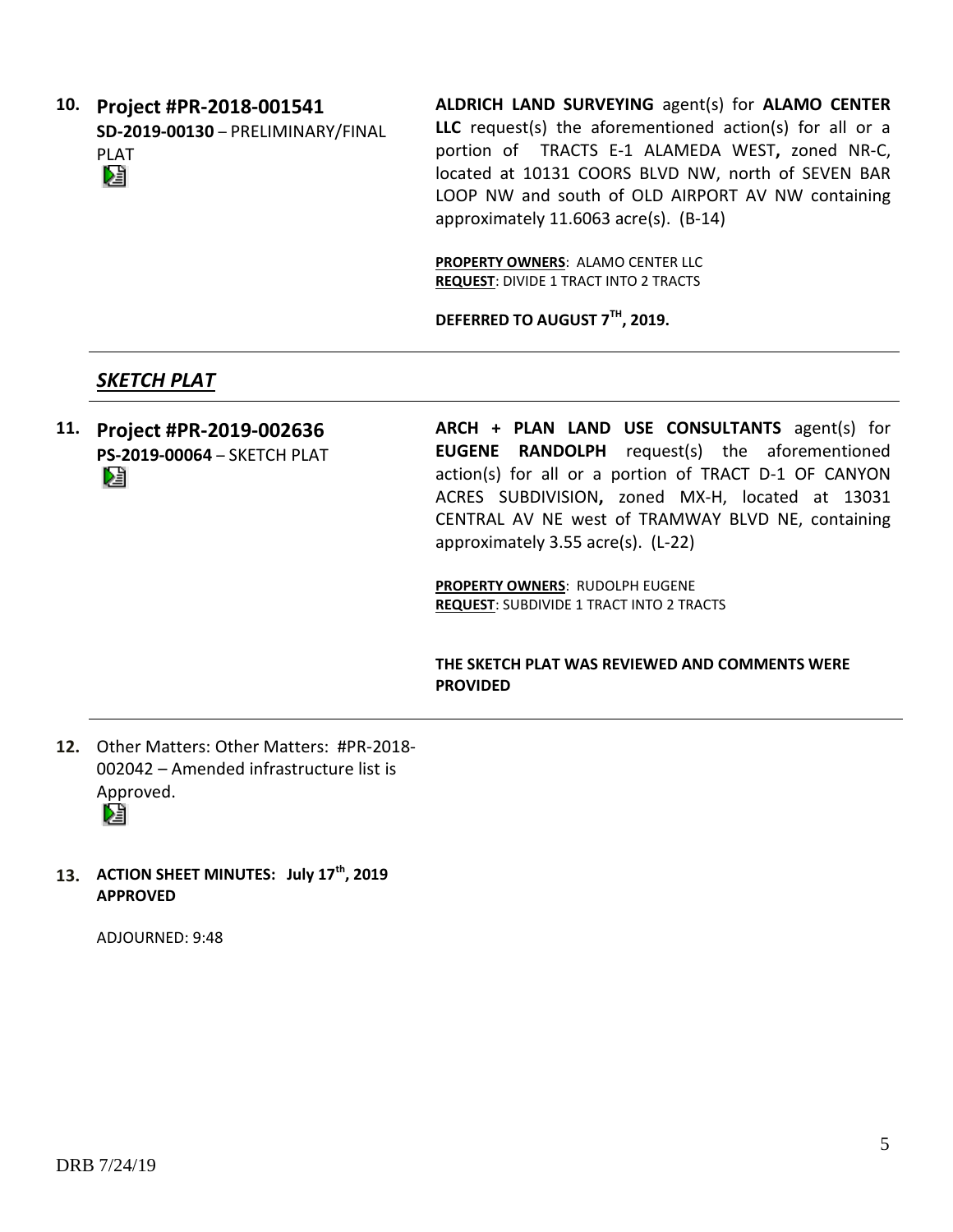**10. Project #PR-2018-001541**
**SD-2019-00130** – PRELIMINARY/FINAL PLAT

**ALDRICH LAND SURVEYING** agent(s) for **ALAMO CENTER LLC** request(s) the aforementioned action(s) for all or a portion of TRACTS E-1 ALAMEDA WEST**,** zoned NR-C, located at 10131 COORS BLVD NW, north of SEVEN BAR LOOP NW and south of OLD AIRPORT AV NW containing approximately 11.6063 acre(s). (B-14)

**PROPERTY OWNERS**: ALAMO CENTER LLC
**REQUEST**: DIVIDE 1 TRACT INTO 2 TRACTS

**DEFERRED TO AUGUST 7TH, 2019.**

---

## ***SKETCH PLAT***

---

**11. Project #PR-2019-002636**
**PS-2019-00064** – SKETCH PLAT

**ARCH + PLAN LAND USE CONSULTANTS** agent(s) for **EUGENE RANDOLPH** request(s) the aforementioned action(s) for all or a portion of TRACT D-1 OF CANYON ACRES SUBDIVISION**,** zoned MX-H, located at 13031 CENTRAL AV NE west of TRAMWAY BLVD NE, containing approximately 3.55 acre(s). (L-22)

**PROPERTY OWNERS**: RUDOLPH EUGENE
**REQUEST**: SUBDIVIDE 1 TRACT INTO 2 TRACTS

**THE SKETCH PLAT WAS REVIEWED AND COMMENTS WERE PROVIDED**

---

**12.** Other Matters: Other Matters: #PR-2018-002042 – Amended infrastructure list is Approved.

**13. ACTION SHEET MINUTES: July 17th, 2019 APPROVED**

ADJOURNED: 9:48

DRB 7/24/19